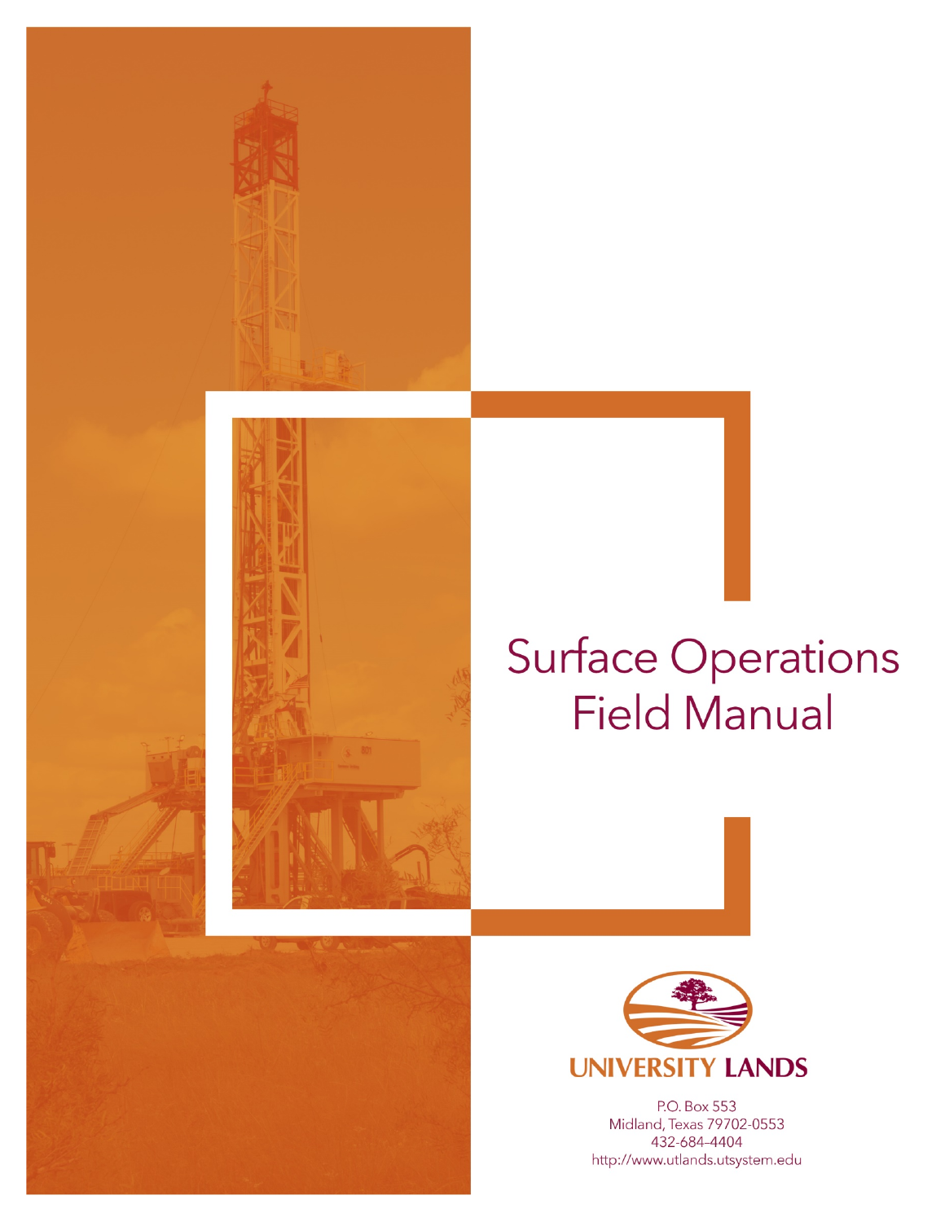# Surface Operations Field Manual

UNIVERSITY LANDS

P.O. Box 553
Midland, Texas 79702-0553
432-684-4404
http://www.utlands.utsystem.edu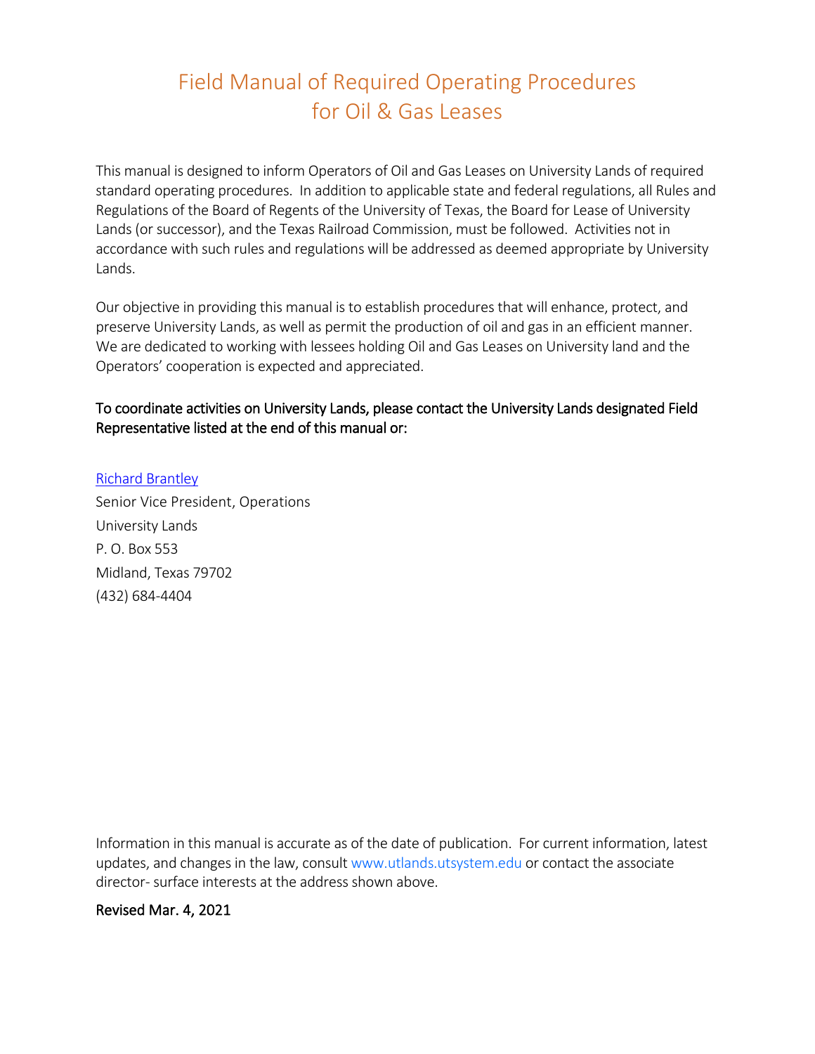# Field Manual of Required Operating Procedures for Oil & Gas Leases

This manual is designed to inform Operators of Oil and Gas Leases on University Lands of required standard operating procedures. In addition to applicable state and federal regulations, all Rules and Regulations of the Board of Regents of the University of Texas, the Board for Lease of University Lands (or successor), and the Texas Railroad Commission, must be followed. Activities not in accordance with such rules and regulations will be addressed as deemed appropriate by University Lands.

Our objective in providing this manual is to establish procedures that will enhance, protect, and preserve University Lands, as well as permit the production of oil and gas in an efficient manner. We are dedicated to working with lessees holding Oil and Gas Leases on University land and the Operators' cooperation is expected and appreciated.

**To coordinate activities on University Lands, please contact the University Lands designated Field Representative listed at the end of this manual or:**

Richard Brantley
Senior Vice President, Operations
University Lands
P. O. Box 553
Midland, Texas 79702
(432) 684-4404

Information in this manual is accurate as of the date of publication. For current information, latest updates, and changes in the law, consult www.utlands.utsystem.edu or contact the associate director- surface interests at the address shown above.

**Revised Mar. 4, 2021**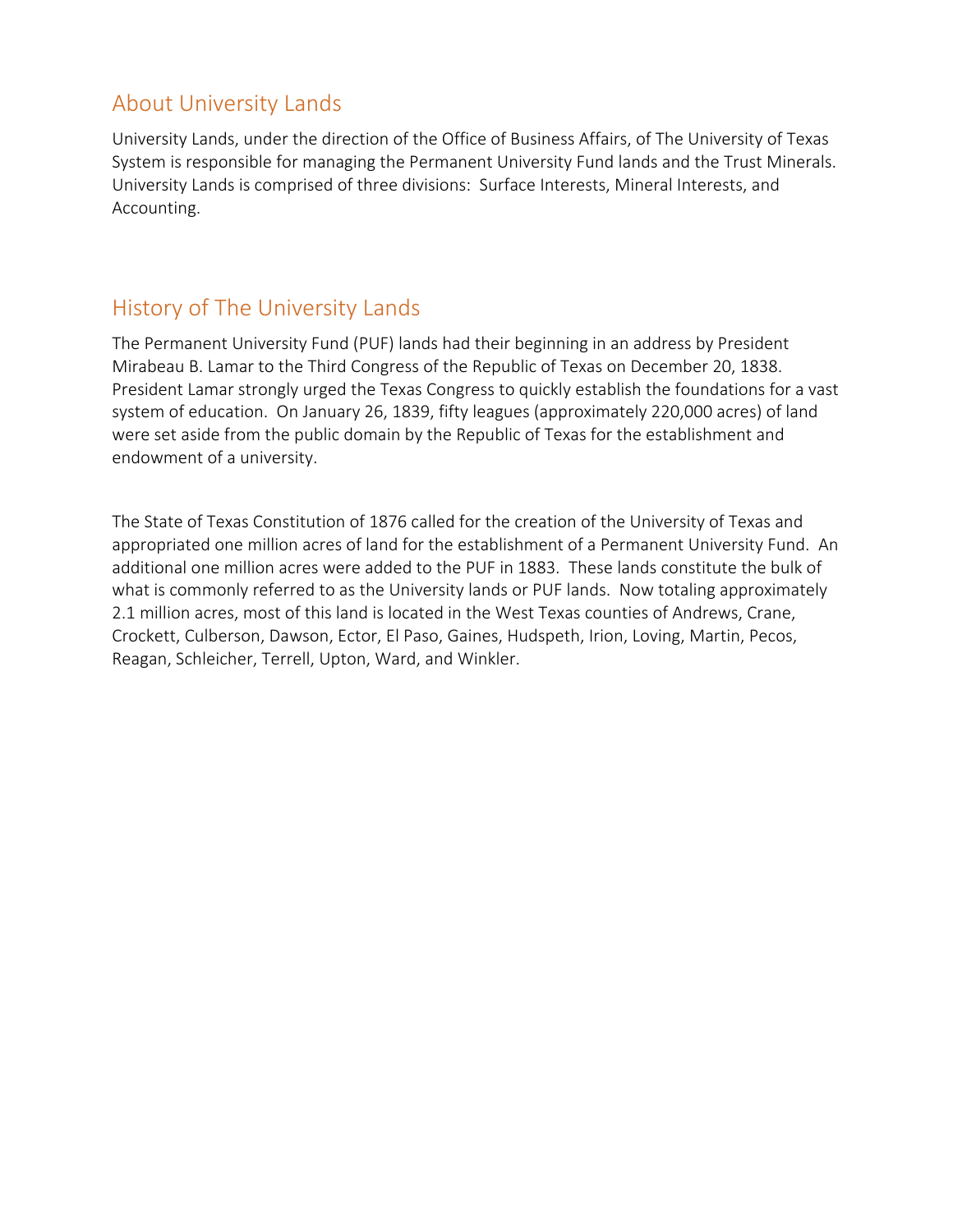## About University Lands

University Lands, under the direction of the Office of Business Affairs, of The University of Texas System is responsible for managing the Permanent University Fund lands and the Trust Minerals. University Lands is comprised of three divisions: Surface Interests, Mineral Interests, and Accounting.

## History of The University Lands

The Permanent University Fund (PUF) lands had their beginning in an address by President Mirabeau B. Lamar to the Third Congress of the Republic of Texas on December 20, 1838. President Lamar strongly urged the Texas Congress to quickly establish the foundations for a vast system of education. On January 26, 1839, fifty leagues (approximately 220,000 acres) of land were set aside from the public domain by the Republic of Texas for the establishment and endowment of a university.

The State of Texas Constitution of 1876 called for the creation of the University of Texas and appropriated one million acres of land for the establishment of a Permanent University Fund. An additional one million acres were added to the PUF in 1883. These lands constitute the bulk of what is commonly referred to as the University lands or PUF lands. Now totaling approximately 2.1 million acres, most of this land is located in the West Texas counties of Andrews, Crane, Crockett, Culberson, Dawson, Ector, El Paso, Gaines, Hudspeth, Irion, Loving, Martin, Pecos, Reagan, Schleicher, Terrell, Upton, Ward, and Winkler.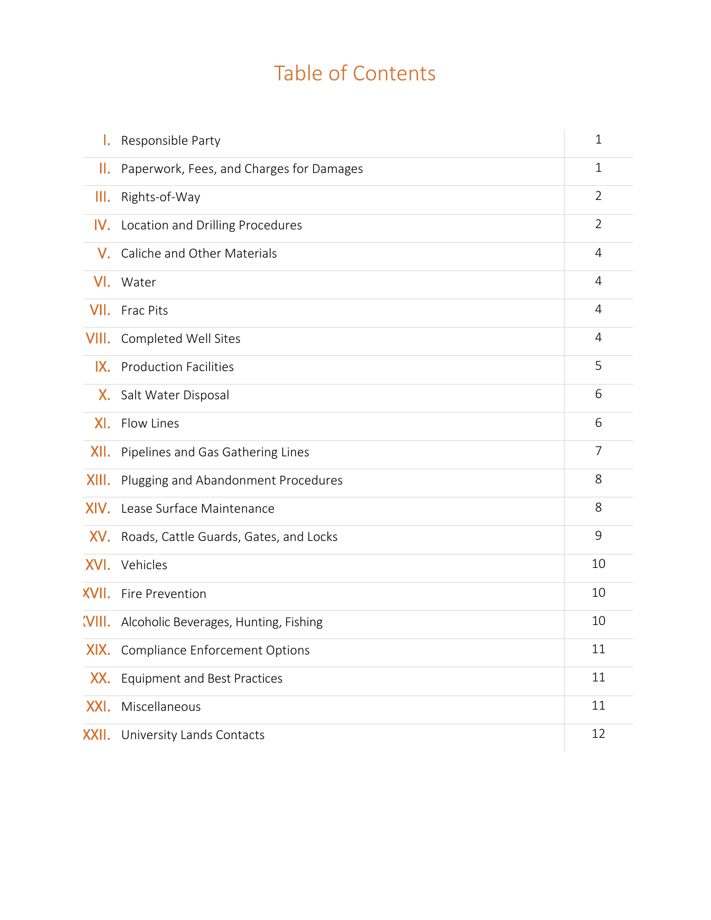# Table of Contents

| | | |
|---|---|---|
| I. | Responsible Party | 1 |
| II. | Paperwork, Fees, and Charges for Damages | 1 |
| III. | Rights-of-Way | 2 |
| IV. | Location and Drilling Procedures | 2 |
| V. | Caliche and Other Materials | 4 |
| VI. | Water | 4 |
| VII. | Frac Pits | 4 |
| VIII. | Completed Well Sites | 4 |
| IX. | Production Facilities | 5 |
| X. | Salt Water Disposal | 6 |
| XI. | Flow Lines | 6 |
| XII. | Pipelines and Gas Gathering Lines | 7 |
| XIII. | Plugging and Abandonment Procedures | 8 |
| XIV. | Lease Surface Maintenance | 8 |
| XV. | Roads, Cattle Guards, Gates, and Locks | 9 |
| XVI. | Vehicles | 10 |
| XVII. | Fire Prevention | 10 |
| XVIII. | Alcoholic Beverages, Hunting, Fishing | 10 |
| XIX. | Compliance Enforcement Options | 11 |
| XX. | Equipment and Best Practices | 11 |
| XXI. | Miscellaneous | 11 |
| XXII. | University Lands Contacts | 12 |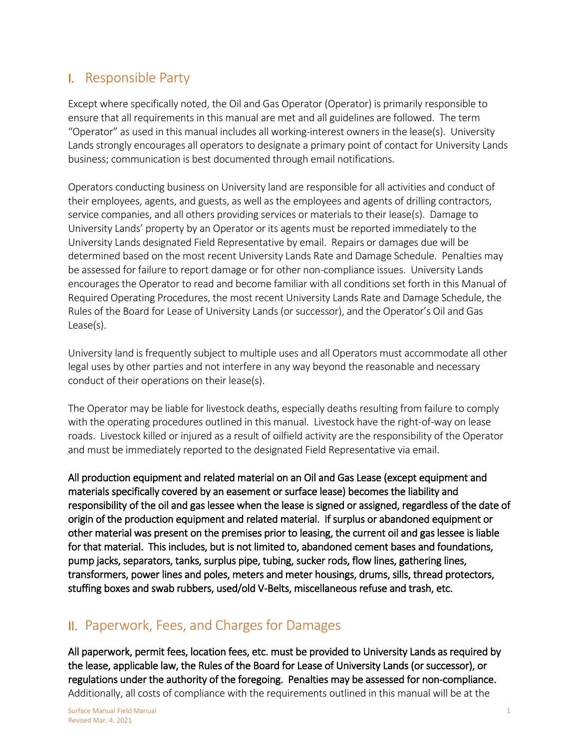## I. Responsible Party

Except where specifically noted, the Oil and Gas Operator (Operator) is primarily responsible to ensure that all requirements in this manual are met and all guidelines are followed. The term "Operator" as used in this manual includes all working-interest owners in the lease(s). University Lands strongly encourages all operators to designate a primary point of contact for University Lands business; communication is best documented through email notifications.

Operators conducting business on University land are responsible for all activities and conduct of their employees, agents, and guests, as well as the employees and agents of drilling contractors, service companies, and all others providing services or materials to their lease(s). Damage to University Lands' property by an Operator or its agents must be reported immediately to the University Lands designated Field Representative by email. Repairs or damages due will be determined based on the most recent University Lands Rate and Damage Schedule. Penalties may be assessed for failure to report damage or for other non-compliance issues. University Lands encourages the Operator to read and become familiar with all conditions set forth in this Manual of Required Operating Procedures, the most recent University Lands Rate and Damage Schedule, the Rules of the Board for Lease of University Lands (or successor), and the Operator's Oil and Gas Lease(s).

University land is frequently subject to multiple uses and all Operators must accommodate all other legal uses by other parties and not interfere in any way beyond the reasonable and necessary conduct of their operations on their lease(s).

The Operator may be liable for livestock deaths, especially deaths resulting from failure to comply with the operating procedures outlined in this manual. Livestock have the right-of-way on lease roads. Livestock killed or injured as a result of oilfield activity are the responsibility of the Operator and must be immediately reported to the designated Field Representative via email.

**All production equipment and related material on an Oil and Gas Lease (except equipment and materials specifically covered by an easement or surface lease) becomes the liability and responsibility of the oil and gas lessee when the lease is signed or assigned, regardless of the date of origin of the production equipment and related material. If surplus or abandoned equipment or other material was present on the premises prior to leasing, the current oil and gas lessee is liable for that material. This includes, but is not limited to, abandoned cement bases and foundations, pump jacks, separators, tanks, surplus pipe, tubing, sucker rods, flow lines, gathering lines, transformers, power lines and poles, meters and meter housings, drums, sills, thread protectors, stuffing boxes and swab rubbers, used/old V-Belts, miscellaneous refuse and trash, etc.**

## II. Paperwork, Fees, and Charges for Damages

**All paperwork, permit fees, location fees, etc. must be provided to University Lands as required by the lease, applicable law, the Rules of the Board for Lease of University Lands (or successor), or regulations under the authority of the foregoing. Penalties may be assessed for non-compliance.** Additionally, all costs of compliance with the requirements outlined in this manual will be at the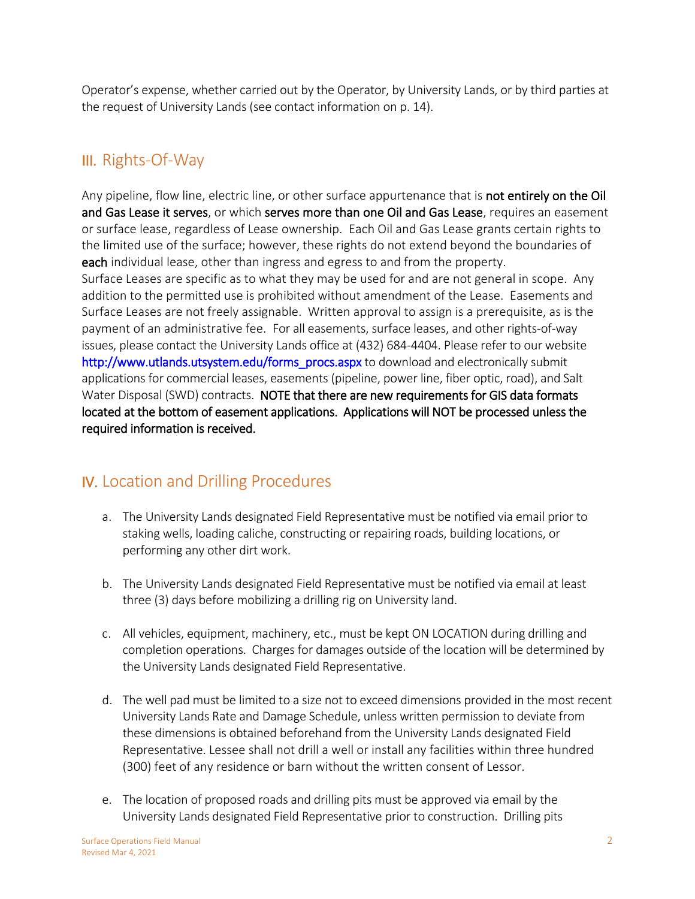Operator's expense, whether carried out by the Operator, by University Lands, or by third parties at the request of University Lands (see contact information on p. 14).

## III. Rights-Of-Way

Any pipeline, flow line, electric line, or other surface appurtenance that is **not entirely on the Oil and Gas Lease it serves**, or which **serves more than one Oil and Gas Lease**, requires an easement or surface lease, regardless of Lease ownership. Each Oil and Gas Lease grants certain rights to the limited use of the surface; however, these rights do not extend beyond the boundaries of **each** individual lease, other than ingress and egress to and from the property.
Surface Leases are specific as to what they may be used for and are not general in scope. Any addition to the permitted use is prohibited without amendment of the Lease. Easements and Surface Leases are not freely assignable. Written approval to assign is a prerequisite, as is the payment of an administrative fee. For all easements, surface leases, and other rights-of-way issues, please contact the University Lands office at (432) 684-4404. Please refer to our website http://www.utlands.utsystem.edu/forms_procs.aspx to download and electronically submit applications for commercial leases, easements (pipeline, power line, fiber optic, road), and Salt Water Disposal (SWD) contracts. **NOTE that there are new requirements for GIS data formats located at the bottom of easement applications. Applications will NOT be processed unless the required information is received.**

## IV. Location and Drilling Procedures

a. The University Lands designated Field Representative must be notified via email prior to staking wells, loading caliche, constructing or repairing roads, building locations, or performing any other dirt work.

b. The University Lands designated Field Representative must be notified via email at least three (3) days before mobilizing a drilling rig on University land.

c. All vehicles, equipment, machinery, etc., must be kept ON LOCATION during drilling and completion operations. Charges for damages outside of the location will be determined by the University Lands designated Field Representative.

d. The well pad must be limited to a size not to exceed dimensions provided in the most recent University Lands Rate and Damage Schedule, unless written permission to deviate from these dimensions is obtained beforehand from the University Lands designated Field Representative. Lessee shall not drill a well or install any facilities within three hundred (300) feet of any residence or barn without the written consent of Lessor.

e. The location of proposed roads and drilling pits must be approved via email by the University Lands designated Field Representative prior to construction. Drilling pits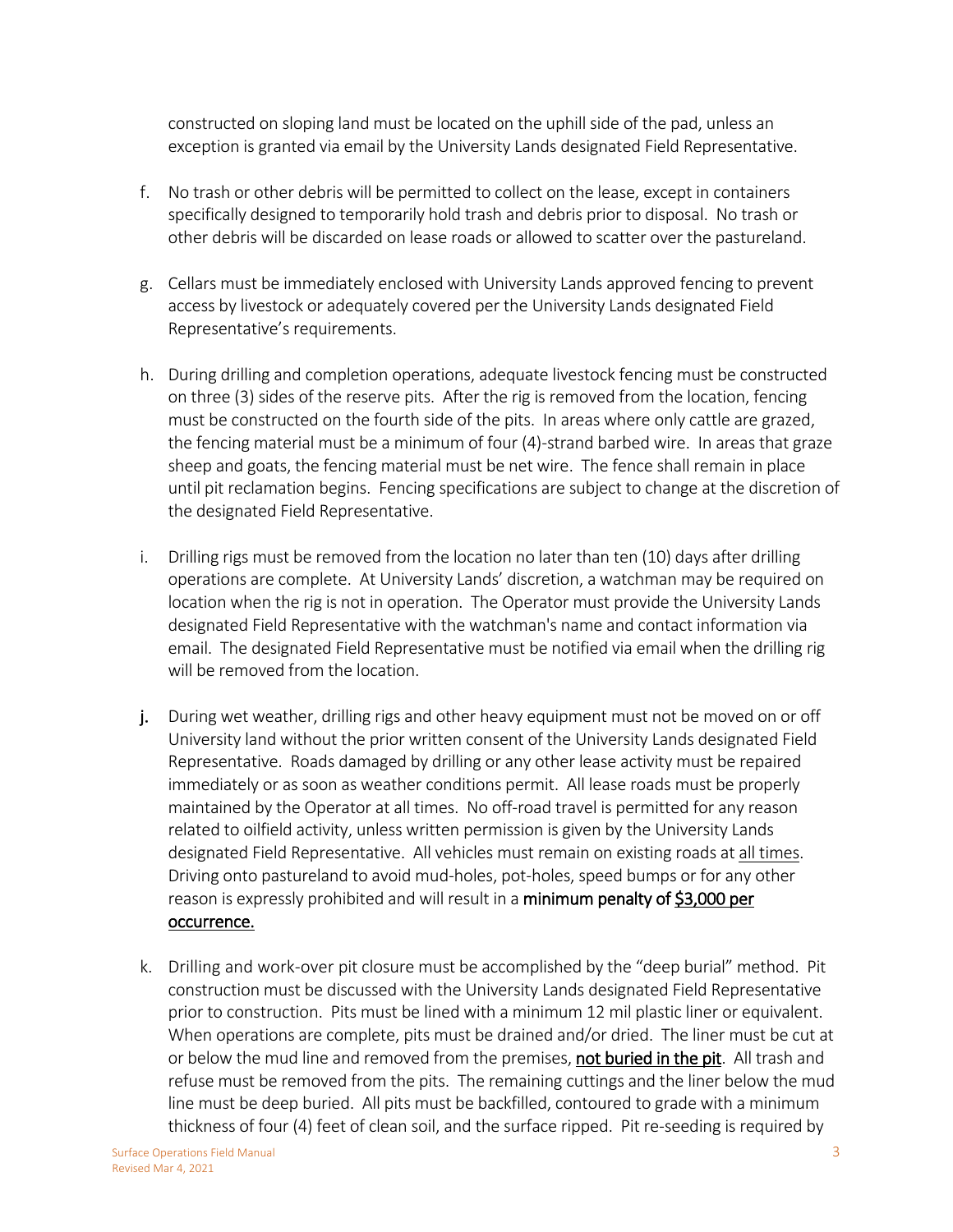constructed on sloping land must be located on the uphill side of the pad, unless an exception is granted via email by the University Lands designated Field Representative.

f. No trash or other debris will be permitted to collect on the lease, except in containers specifically designed to temporarily hold trash and debris prior to disposal. No trash or other debris will be discarded on lease roads or allowed to scatter over the pastureland.

g. Cellars must be immediately enclosed with University Lands approved fencing to prevent access by livestock or adequately covered per the University Lands designated Field Representative's requirements.

h. During drilling and completion operations, adequate livestock fencing must be constructed on three (3) sides of the reserve pits. After the rig is removed from the location, fencing must be constructed on the fourth side of the pits. In areas where only cattle are grazed, the fencing material must be a minimum of four (4)-strand barbed wire. In areas that graze sheep and goats, the fencing material must be net wire. The fence shall remain in place until pit reclamation begins. Fencing specifications are subject to change at the discretion of the designated Field Representative.

i. Drilling rigs must be removed from the location no later than ten (10) days after drilling operations are complete. At University Lands' discretion, a watchman may be required on location when the rig is not in operation. The Operator must provide the University Lands designated Field Representative with the watchman's name and contact information via email. The designated Field Representative must be notified via email when the drilling rig will be removed from the location.

j. During wet weather, drilling rigs and other heavy equipment must not be moved on or off University land without the prior written consent of the University Lands designated Field Representative. Roads damaged by drilling or any other lease activity must be repaired immediately or as soon as weather conditions permit. All lease roads must be properly maintained by the Operator at all times. No off-road travel is permitted for any reason related to oilfield activity, unless written permission is given by the University Lands designated Field Representative. All vehicles must remain on existing roads at <u>all times</u>. Driving onto pastureland to avoid mud-holes, pot-holes, speed bumps or for any other reason is expressly prohibited and will result in a **minimum penalty of <u>$3,000 per occurrence.</u>**

k. Drilling and work-over pit closure must be accomplished by the "deep burial" method. Pit construction must be discussed with the University Lands designated Field Representative prior to construction. Pits must be lined with a minimum 12 mil plastic liner or equivalent. When operations are complete, pits must be drained and/or dried. The liner must be cut at or below the mud line and removed from the premises, <u>not buried in the pit</u>. All trash and refuse must be removed from the pits. The remaining cuttings and the liner below the mud line must be deep buried. All pits must be backfilled, contoured to grade with a minimum thickness of four (4) feet of clean soil, and the surface ripped. Pit re-seeding is required by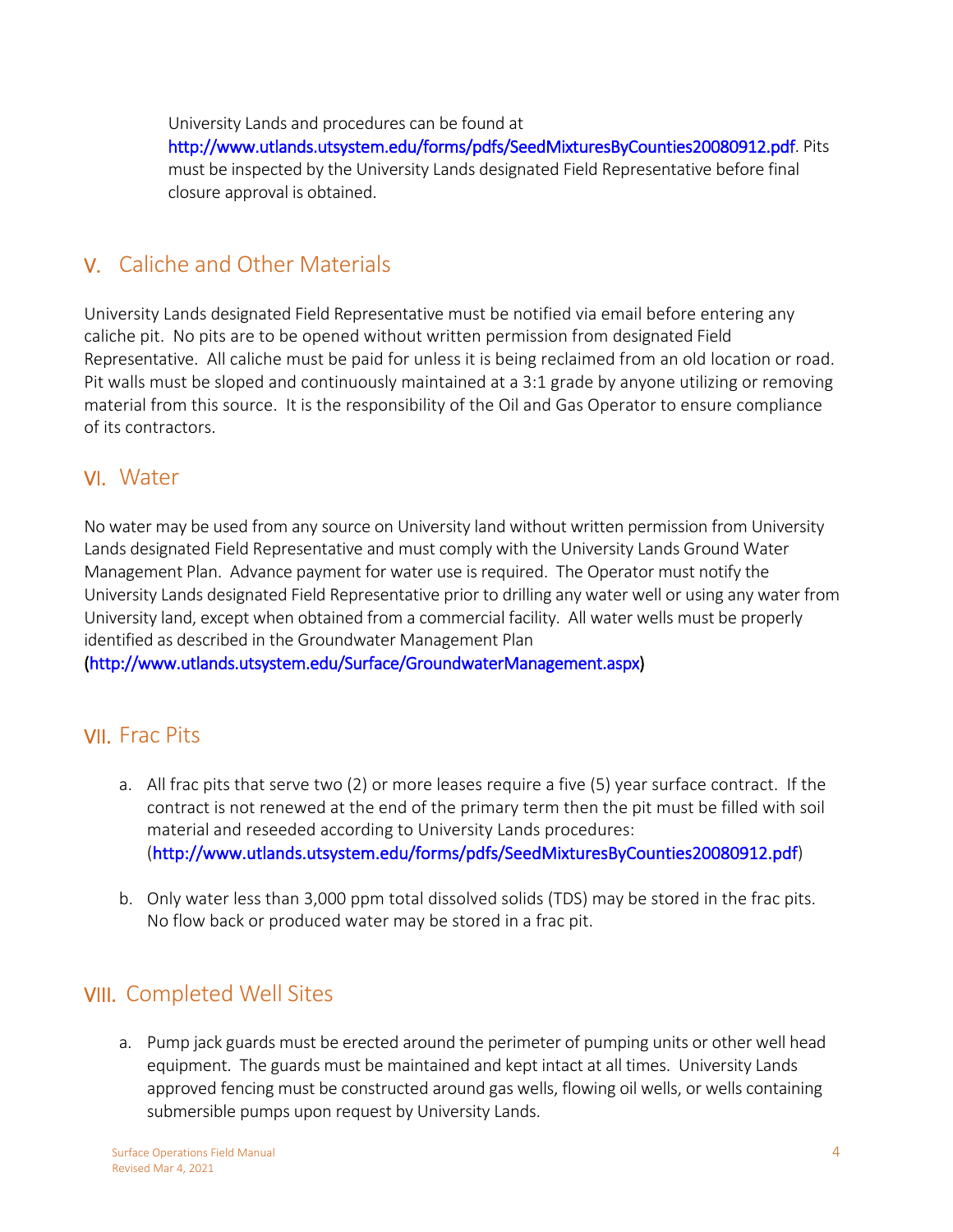University Lands and procedures can be found at http://www.utlands.utsystem.edu/forms/pdfs/SeedMixturesByCounties20080912.pdf. Pits must be inspected by the University Lands designated Field Representative before final closure approval is obtained.

## V. Caliche and Other Materials

University Lands designated Field Representative must be notified via email before entering any caliche pit. No pits are to be opened without written permission from designated Field Representative. All caliche must be paid for unless it is being reclaimed from an old location or road. Pit walls must be sloped and continuously maintained at a 3:1 grade by anyone utilizing or removing material from this source. It is the responsibility of the Oil and Gas Operator to ensure compliance of its contractors.

## VI. Water

No water may be used from any source on University land without written permission from University Lands designated Field Representative and must comply with the University Lands Ground Water Management Plan. Advance payment for water use is required. The Operator must notify the University Lands designated Field Representative prior to drilling any water well or using any water from University land, except when obtained from a commercial facility. All water wells must be properly identified as described in the Groundwater Management Plan (http://www.utlands.utsystem.edu/Surface/GroundwaterManagement.aspx)

## VII. Frac Pits

a. All frac pits that serve two (2) or more leases require a five (5) year surface contract. If the contract is not renewed at the end of the primary term then the pit must be filled with soil material and reseeded according to University Lands procedures: (http://www.utlands.utsystem.edu/forms/pdfs/SeedMixturesByCounties20080912.pdf)

b. Only water less than 3,000 ppm total dissolved solids (TDS) may be stored in the frac pits. No flow back or produced water may be stored in a frac pit.

## VIII. Completed Well Sites

a. Pump jack guards must be erected around the perimeter of pumping units or other well head equipment. The guards must be maintained and kept intact at all times. University Lands approved fencing must be constructed around gas wells, flowing oil wells, or wells containing submersible pumps upon request by University Lands.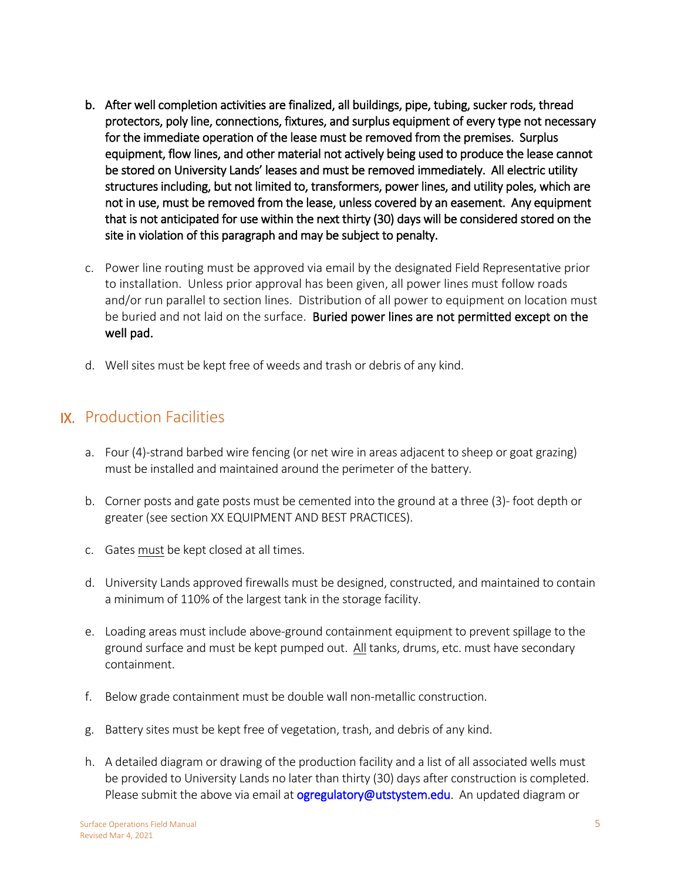b. **After well completion activities are finalized, all buildings, pipe, tubing, sucker rods, thread protectors, poly line, connections, fixtures, and surplus equipment of every type not necessary for the immediate operation of the lease must be removed from the premises. Surplus equipment, flow lines, and other material not actively being used to produce the lease cannot be stored on University Lands' leases and must be removed immediately. All electric utility structures including, but not limited to, transformers, power lines, and utility poles, which are not in use, must be removed from the lease, unless covered by an easement. Any equipment that is not anticipated for use within the next thirty (30) days will be considered stored on the site in violation of this paragraph and may be subject to penalty.**

c. Power line routing must be approved via email by the designated Field Representative prior to installation. Unless prior approval has been given, all power lines must follow roads and/or run parallel to section lines. Distribution of all power to equipment on location must be buried and not laid on the surface. **Buried power lines are not permitted except on the well pad.**

d. Well sites must be kept free of weeds and trash or debris of any kind.

## IX. Production Facilities

a. Four (4)-strand barbed wire fencing (or net wire in areas adjacent to sheep or goat grazing) must be installed and maintained around the perimeter of the battery.

b. Corner posts and gate posts must be cemented into the ground at a three (3)- foot depth or greater (see section XX EQUIPMENT AND BEST PRACTICES).

c. Gates <u>must</u> be kept closed at all times.

d. University Lands approved firewalls must be designed, constructed, and maintained to contain a minimum of 110% of the largest tank in the storage facility.

e. Loading areas must include above-ground containment equipment to prevent spillage to the ground surface and must be kept pumped out. <u>All</u> tanks, drums, etc. must have secondary containment.

f. Below grade containment must be double wall non-metallic construction.

g. Battery sites must be kept free of vegetation, trash, and debris of any kind.

h. A detailed diagram or drawing of the production facility and a list of all associated wells must be provided to University Lands no later than thirty (30) days after construction is completed. Please submit the above via email at ogregulatory@utsystem.edu. An updated diagram or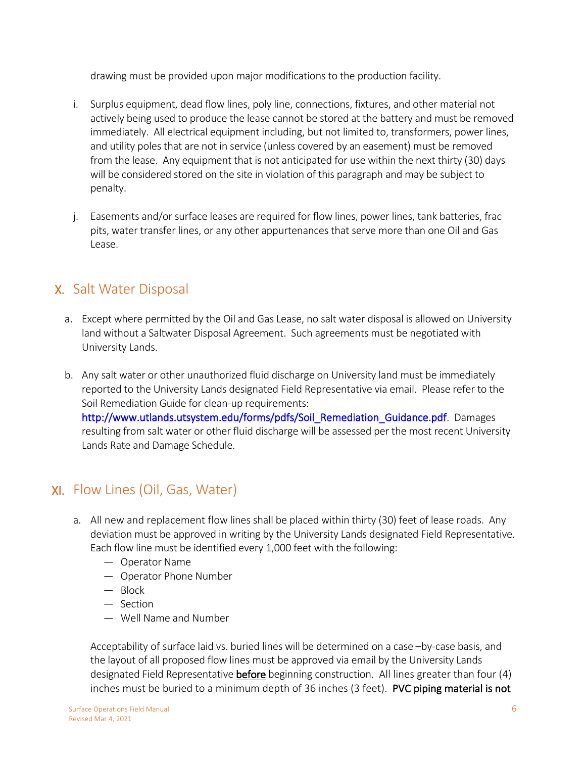drawing must be provided upon major modifications to the production facility.

i. Surplus equipment, dead flow lines, poly line, connections, fixtures, and other material not actively being used to produce the lease cannot be stored at the battery and must be removed immediately. All electrical equipment including, but not limited to, transformers, power lines, and utility poles that are not in service (unless covered by an easement) must be removed from the lease. Any equipment that is not anticipated for use within the next thirty (30) days will be considered stored on the site in violation of this paragraph and may be subject to penalty.

j. Easements and/or surface leases are required for flow lines, power lines, tank batteries, frac pits, water transfer lines, or any other appurtenances that serve more than one Oil and Gas Lease.

## X. Salt Water Disposal

a. Except where permitted by the Oil and Gas Lease, no salt water disposal is allowed on University land without a Saltwater Disposal Agreement. Such agreements must be negotiated with University Lands.

b. Any salt water or other unauthorized fluid discharge on University land must be immediately reported to the University Lands designated Field Representative via email. Please refer to the Soil Remediation Guide for clean-up requirements: http://www.utlands.utsystem.edu/forms/pdfs/Soil_Remediation_Guidance.pdf. Damages resulting from salt water or other fluid discharge will be assessed per the most recent University Lands Rate and Damage Schedule.

## XI. Flow Lines (Oil, Gas, Water)

a. All new and replacement flow lines shall be placed within thirty (30) feet of lease roads. Any deviation must be approved in writing by the University Lands designated Field Representative. Each flow line must be identified every 1,000 feet with the following:
   - Operator Name
   - Operator Phone Number
   - Block
   - Section
   - Well Name and Number

   Acceptability of surface laid vs. buried lines will be determined on a case –by-case basis, and the layout of all proposed flow lines must be approved via email by the University Lands designated Field Representative **before** beginning construction. All lines greater than four (4) inches must be buried to a minimum depth of 36 inches (3 feet). **PVC piping material is not**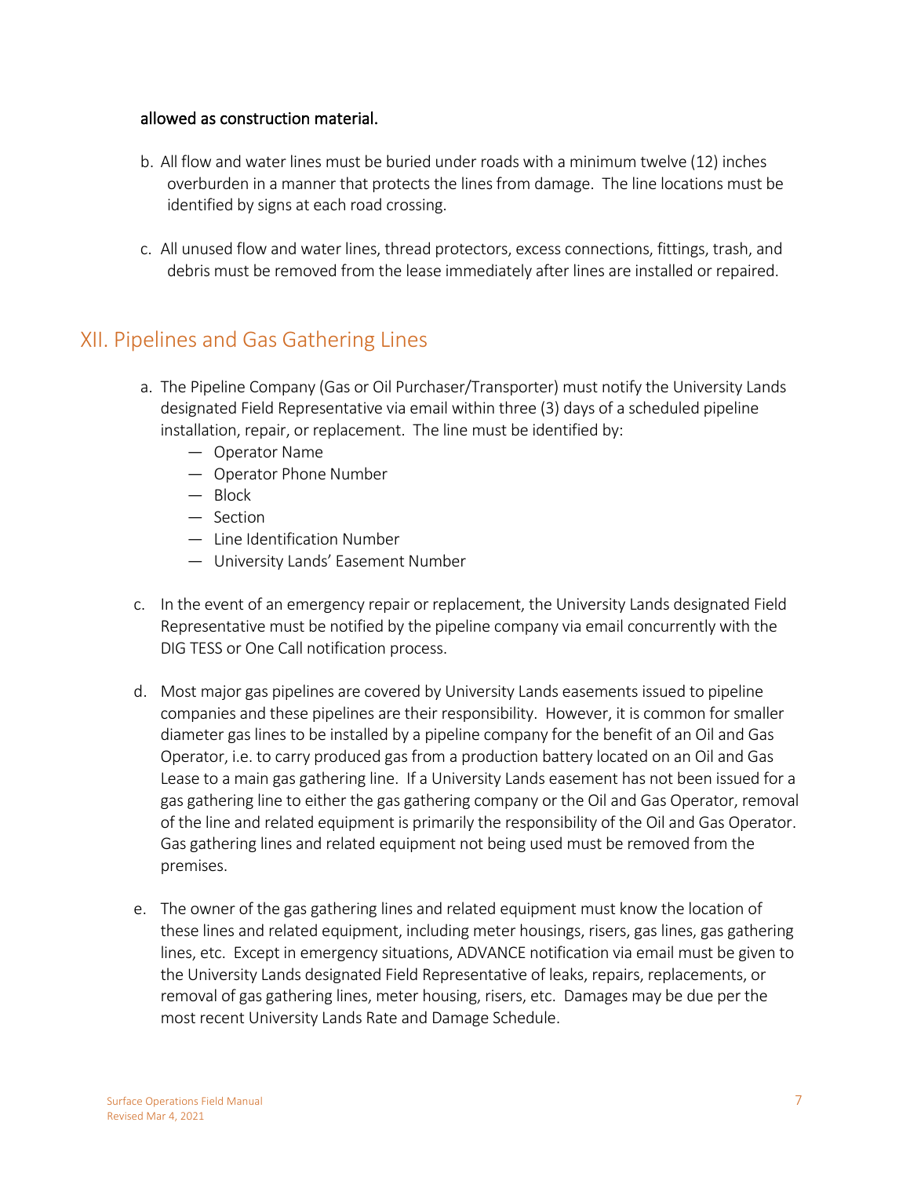**allowed as construction material.**

b. All flow and water lines must be buried under roads with a minimum twelve (12) inches overburden in a manner that protects the lines from damage. The line locations must be identified by signs at each road crossing.

c. All unused flow and water lines, thread protectors, excess connections, fittings, trash, and debris must be removed from the lease immediately after lines are installed or repaired.

## XII. Pipelines and Gas Gathering Lines

a. The Pipeline Company (Gas or Oil Purchaser/Transporter) must notify the University Lands designated Field Representative via email within three (3) days of a scheduled pipeline installation, repair, or replacement. The line must be identified by:
   - Operator Name
   - Operator Phone Number
   - Block
   - Section
   - Line Identification Number
   - University Lands' Easement Number

c. In the event of an emergency repair or replacement, the University Lands designated Field Representative must be notified by the pipeline company via email concurrently with the DIG TESS or One Call notification process.

d. Most major gas pipelines are covered by University Lands easements issued to pipeline companies and these pipelines are their responsibility. However, it is common for smaller diameter gas lines to be installed by a pipeline company for the benefit of an Oil and Gas Operator, i.e. to carry produced gas from a production battery located on an Oil and Gas Lease to a main gas gathering line. If a University Lands easement has not been issued for a gas gathering line to either the gas gathering company or the Oil and Gas Operator, removal of the line and related equipment is primarily the responsibility of the Oil and Gas Operator. Gas gathering lines and related equipment not being used must be removed from the premises.

e. The owner of the gas gathering lines and related equipment must know the location of these lines and related equipment, including meter housings, risers, gas lines, gas gathering lines, etc. Except in emergency situations, ADVANCE notification via email must be given to the University Lands designated Field Representative of leaks, repairs, replacements, or removal of gas gathering lines, meter housing, risers, etc. Damages may be due per the most recent University Lands Rate and Damage Schedule.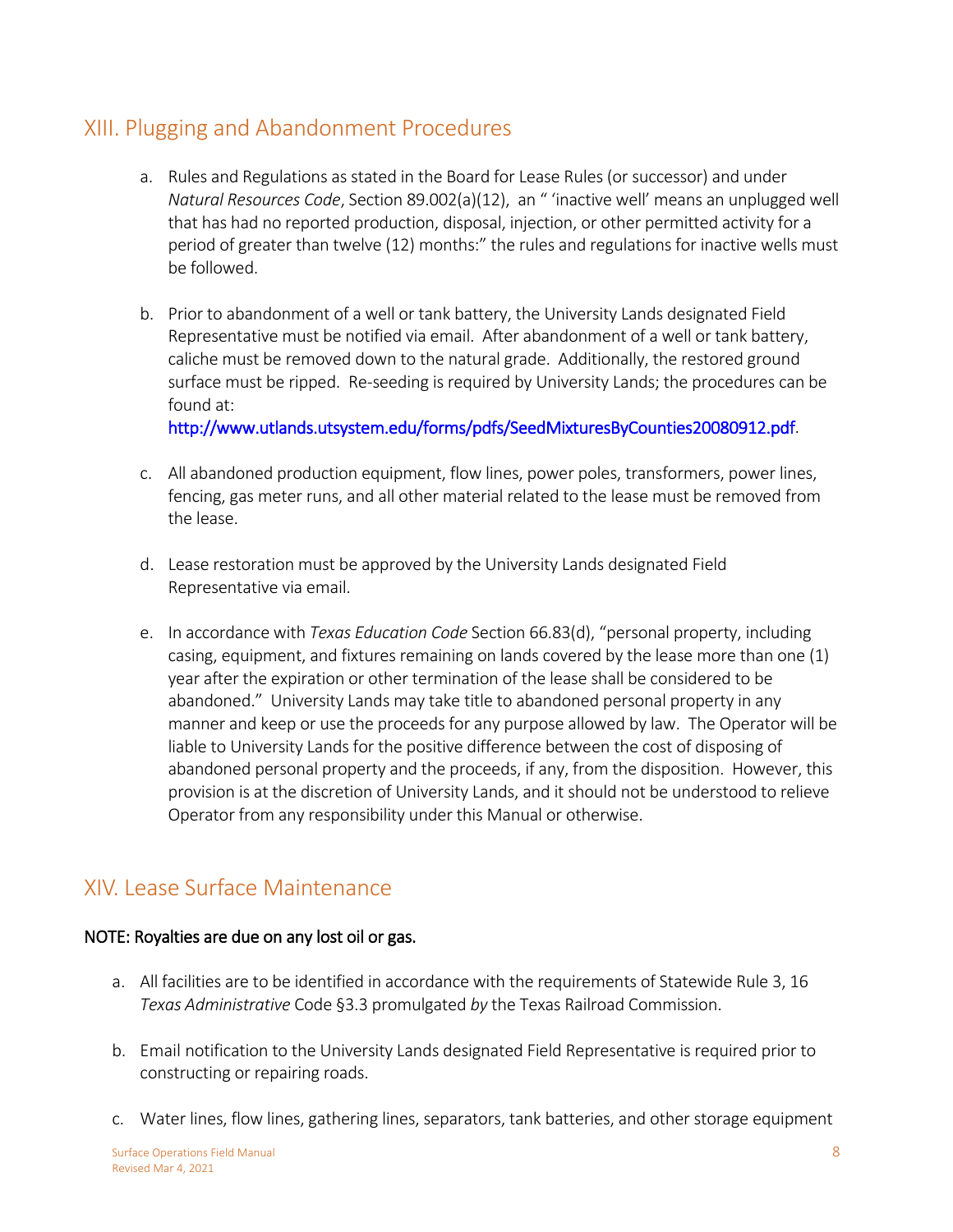## XIII. Plugging and Abandonment Procedures

a. Rules and Regulations as stated in the Board for Lease Rules (or successor) and under *Natural Resources Code*, Section 89.002(a)(12), an " 'inactive well' means an unplugged well that has had no reported production, disposal, injection, or other permitted activity for a period of greater than twelve (12) months:" the rules and regulations for inactive wells must be followed.

b. Prior to abandonment of a well or tank battery, the University Lands designated Field Representative must be notified via email. After abandonment of a well or tank battery, caliche must be removed down to the natural grade. Additionally, the restored ground surface must be ripped. Re-seeding is required by University Lands; the procedures can be found at: http://www.utlands.utsystem.edu/forms/pdfs/SeedMixturesByCounties20080912.pdf.

c. All abandoned production equipment, flow lines, power poles, transformers, power lines, fencing, gas meter runs, and all other material related to the lease must be removed from the lease.

d. Lease restoration must be approved by the University Lands designated Field Representative via email.

e. In accordance with *Texas Education Code* Section 66.83(d), "personal property, including casing, equipment, and fixtures remaining on lands covered by the lease more than one (1) year after the expiration or other termination of the lease shall be considered to be abandoned." University Lands may take title to abandoned personal property in any manner and keep or use the proceeds for any purpose allowed by law. The Operator will be liable to University Lands for the positive difference between the cost of disposing of abandoned personal property and the proceeds, if any, from the disposition. However, this provision is at the discretion of University Lands, and it should not be understood to relieve Operator from any responsibility under this Manual or otherwise.

## XIV. Lease Surface Maintenance

**NOTE: Royalties are due on any lost oil or gas.**

a. All facilities are to be identified in accordance with the requirements of Statewide Rule 3, 16 *Texas Administrative* Code §3.3 promulgated *by* the Texas Railroad Commission.

b. Email notification to the University Lands designated Field Representative is required prior to constructing or repairing roads.

c. Water lines, flow lines, gathering lines, separators, tank batteries, and other storage equipment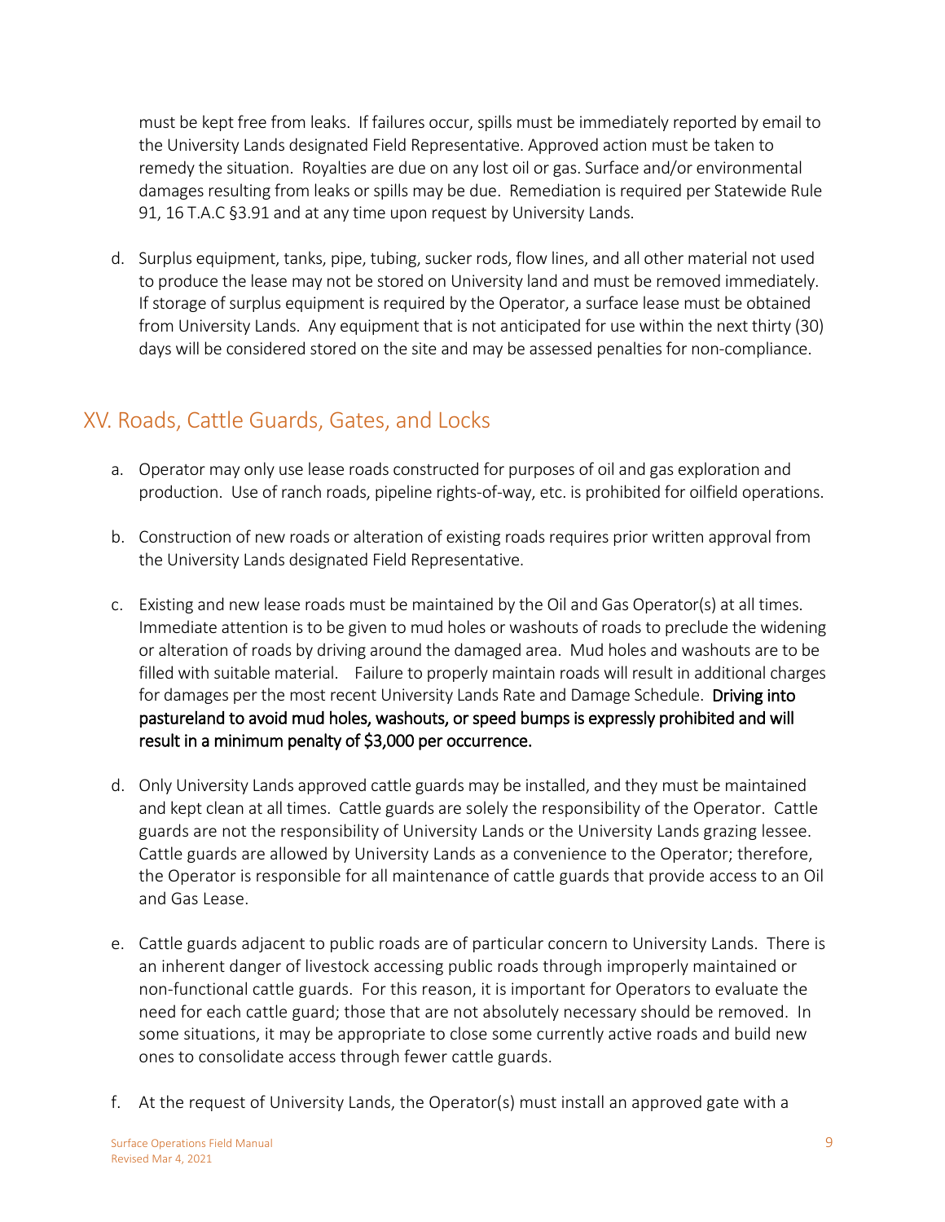must be kept free from leaks. If failures occur, spills must be immediately reported by email to the University Lands designated Field Representative. Approved action must be taken to remedy the situation. Royalties are due on any lost oil or gas. Surface and/or environmental damages resulting from leaks or spills may be due. Remediation is required per Statewide Rule 91, 16 T.A.C §3.91 and at any time upon request by University Lands.

d. Surplus equipment, tanks, pipe, tubing, sucker rods, flow lines, and all other material not used to produce the lease may not be stored on University land and must be removed immediately. If storage of surplus equipment is required by the Operator, a surface lease must be obtained from University Lands. Any equipment that is not anticipated for use within the next thirty (30) days will be considered stored on the site and may be assessed penalties for non-compliance.

## XV. Roads, Cattle Guards, Gates, and Locks

a. Operator may only use lease roads constructed for purposes of oil and gas exploration and production. Use of ranch roads, pipeline rights-of-way, etc. is prohibited for oilfield operations.

b. Construction of new roads or alteration of existing roads requires prior written approval from the University Lands designated Field Representative.

c. Existing and new lease roads must be maintained by the Oil and Gas Operator(s) at all times. Immediate attention is to be given to mud holes or washouts of roads to preclude the widening or alteration of roads by driving around the damaged area. Mud holes and washouts are to be filled with suitable material. Failure to properly maintain roads will result in additional charges for damages per the most recent University Lands Rate and Damage Schedule. **Driving into pastureland to avoid mud holes, washouts, or speed bumps is expressly prohibited and will result in a minimum penalty of $3,000 per occurrence.**

d. Only University Lands approved cattle guards may be installed, and they must be maintained and kept clean at all times. Cattle guards are solely the responsibility of the Operator. Cattle guards are not the responsibility of University Lands or the University Lands grazing lessee. Cattle guards are allowed by University Lands as a convenience to the Operator; therefore, the Operator is responsible for all maintenance of cattle guards that provide access to an Oil and Gas Lease.

e. Cattle guards adjacent to public roads are of particular concern to University Lands. There is an inherent danger of livestock accessing public roads through improperly maintained or non-functional cattle guards. For this reason, it is important for Operators to evaluate the need for each cattle guard; those that are not absolutely necessary should be removed. In some situations, it may be appropriate to close some currently active roads and build new ones to consolidate access through fewer cattle guards.

f. At the request of University Lands, the Operator(s) must install an approved gate with a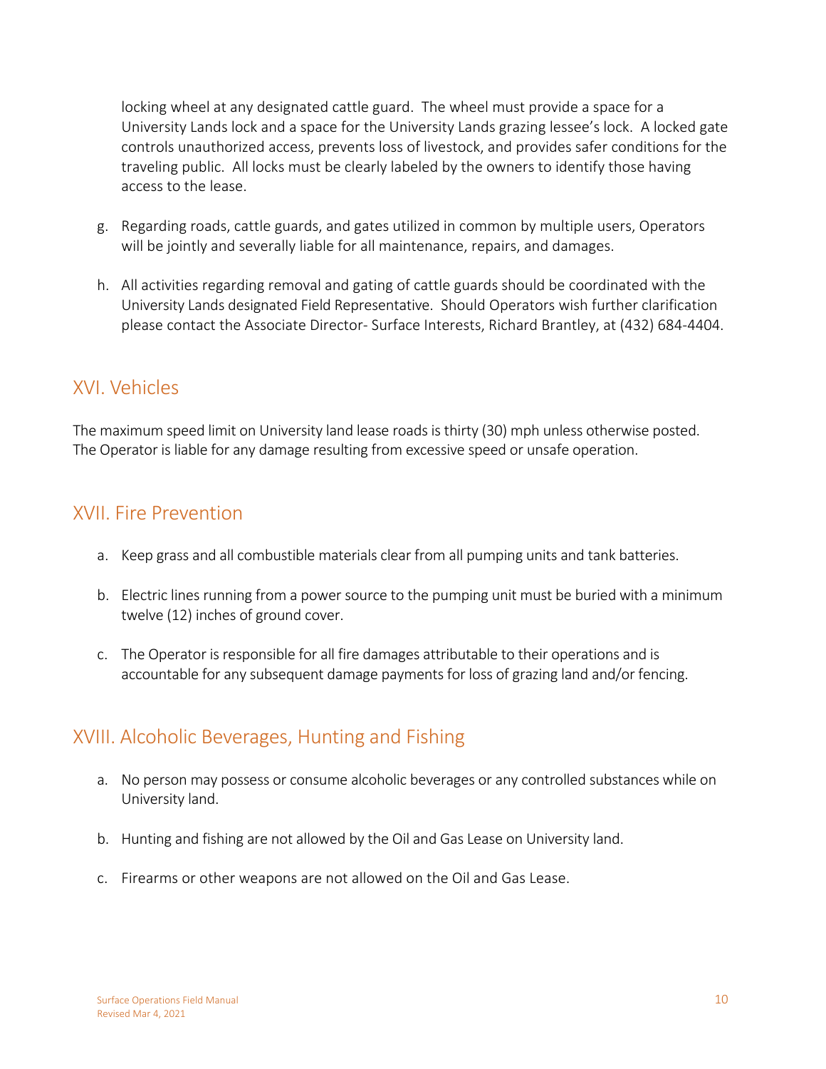locking wheel at any designated cattle guard. The wheel must provide a space for a University Lands lock and a space for the University Lands grazing lessee's lock. A locked gate controls unauthorized access, prevents loss of livestock, and provides safer conditions for the traveling public. All locks must be clearly labeled by the owners to identify those having access to the lease.

g. Regarding roads, cattle guards, and gates utilized in common by multiple users, Operators will be jointly and severally liable for all maintenance, repairs, and damages.

h. All activities regarding removal and gating of cattle guards should be coordinated with the University Lands designated Field Representative. Should Operators wish further clarification please contact the Associate Director- Surface Interests, Richard Brantley, at (432) 684-4404.

## XVI. Vehicles

The maximum speed limit on University land lease roads is thirty (30) mph unless otherwise posted. The Operator is liable for any damage resulting from excessive speed or unsafe operation.

## XVII. Fire Prevention

a. Keep grass and all combustible materials clear from all pumping units and tank batteries.

b. Electric lines running from a power source to the pumping unit must be buried with a minimum twelve (12) inches of ground cover.

c. The Operator is responsible for all fire damages attributable to their operations and is accountable for any subsequent damage payments for loss of grazing land and/or fencing.

## XVIII. Alcoholic Beverages, Hunting and Fishing

a. No person may possess or consume alcoholic beverages or any controlled substances while on University land.

b. Hunting and fishing are not allowed by the Oil and Gas Lease on University land.

c. Firearms or other weapons are not allowed on the Oil and Gas Lease.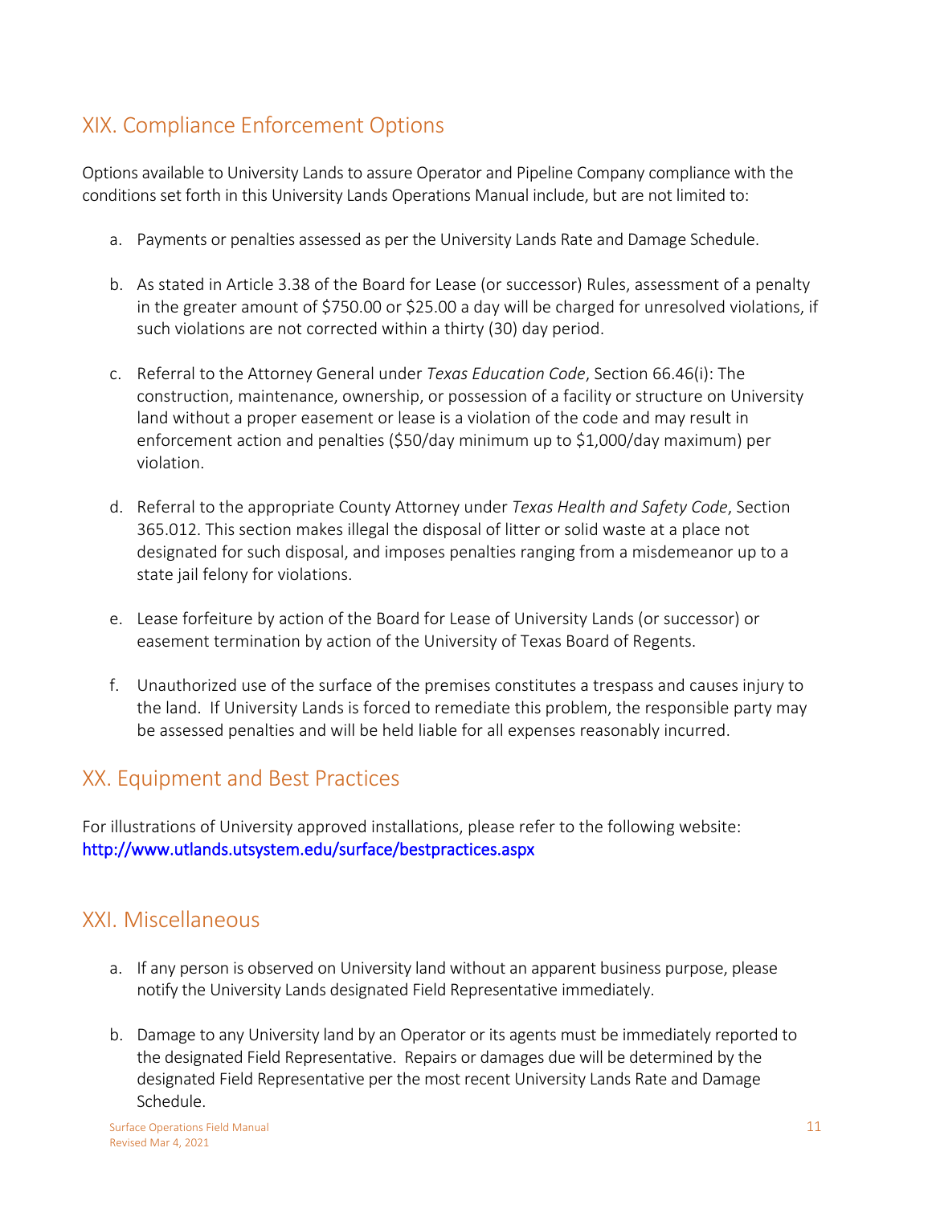## XIX. Compliance Enforcement Options

Options available to University Lands to assure Operator and Pipeline Company compliance with the conditions set forth in this University Lands Operations Manual include, but are not limited to:

a. Payments or penalties assessed as per the University Lands Rate and Damage Schedule.

b. As stated in Article 3.38 of the Board for Lease (or successor) Rules, assessment of a penalty in the greater amount of $750.00 or $25.00 a day will be charged for unresolved violations, if such violations are not corrected within a thirty (30) day period.

c. Referral to the Attorney General under *Texas Education Code*, Section 66.46(i): The construction, maintenance, ownership, or possession of a facility or structure on University land without a proper easement or lease is a violation of the code and may result in enforcement action and penalties ($50/day minimum up to $1,000/day maximum) per violation.

d. Referral to the appropriate County Attorney under *Texas Health and Safety Code*, Section 365.012. This section makes illegal the disposal of litter or solid waste at a place not designated for such disposal, and imposes penalties ranging from a misdemeanor up to a state jail felony for violations.

e. Lease forfeiture by action of the Board for Lease of University Lands (or successor) or easement termination by action of the University of Texas Board of Regents.

f. Unauthorized use of the surface of the premises constitutes a trespass and causes injury to the land. If University Lands is forced to remediate this problem, the responsible party may be assessed penalties and will be held liable for all expenses reasonably incurred.

## XX. Equipment and Best Practices

For illustrations of University approved installations, please refer to the following website: http://www.utlands.utsystem.edu/surface/bestpractices.aspx

## XXI. Miscellaneous

a. If any person is observed on University land without an apparent business purpose, please notify the University Lands designated Field Representative immediately.

b. Damage to any University land by an Operator or its agents must be immediately reported to the designated Field Representative. Repairs or damages due will be determined by the designated Field Representative per the most recent University Lands Rate and Damage Schedule.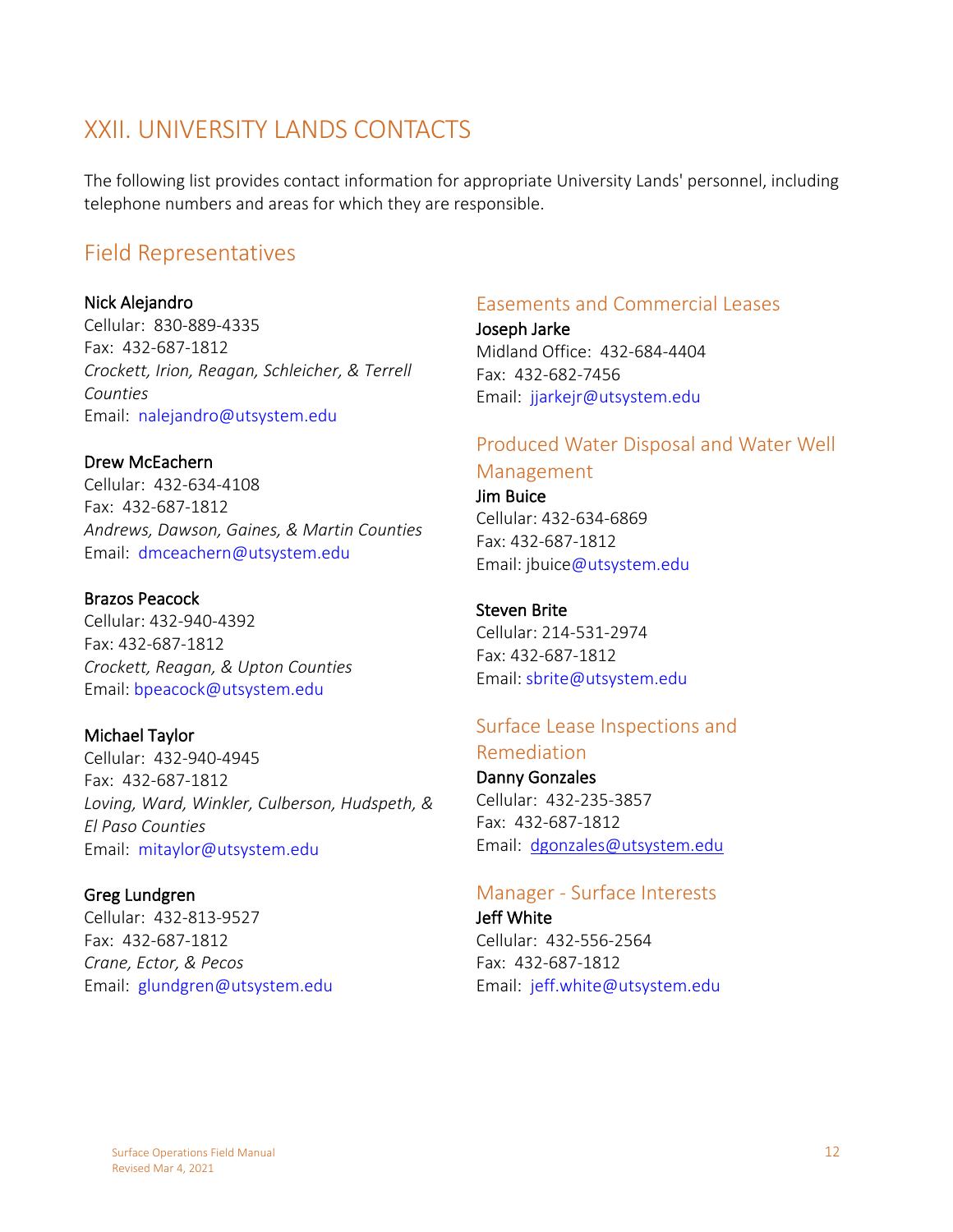# XXII. UNIVERSITY LANDS CONTACTS

The following list provides contact information for appropriate University Lands' personnel, including telephone numbers and areas for which they are responsible.

## Field Representatives

**Nick Alejandro**
Cellular: 830-889-4335
Fax: 432-687-1812
*Crockett, Irion, Reagan, Schleicher, & Terrell Counties*
Email: nalejandro@utsystem.edu

**Drew McEachern**
Cellular: 432-634-4108
Fax: 432-687-1812
*Andrews, Dawson, Gaines, & Martin Counties*
Email: dmceachern@utsystem.edu

**Brazos Peacock**
Cellular: 432-940-4392
Fax: 432-687-1812
*Crockett, Reagan, & Upton Counties*
Email: bpeacock@utsystem.edu

**Michael Taylor**
Cellular: 432-940-4945
Fax: 432-687-1812
*Loving, Ward, Winkler, Culberson, Hudspeth, & El Paso Counties*
Email: mitaylor@utsystem.edu

**Greg Lundgren**
Cellular: 432-813-9527
Fax: 432-687-1812
*Crane, Ector, & Pecos*
Email: glundgren@utsystem.edu

## Easements and Commercial Leases

**Joseph Jarke**
Midland Office: 432-684-4404
Fax: 432-682-7456
Email: jjarkejr@utsystem.edu

## Produced Water Disposal and Water Well Management

**Jim Buice**
Cellular: 432-634-6869
Fax: 432-687-1812
Email: jbuice@utsystem.edu

**Steven Brite**
Cellular: 214-531-2974
Fax: 432-687-1812
Email: sbrite@utsystem.edu

## Surface Lease Inspections and Remediation

**Danny Gonzales**
Cellular: 432-235-3857
Fax: 432-687-1812
Email: dgonzales@utsystem.edu

## Manager - Surface Interests

**Jeff White**
Cellular: 432-556-2564
Fax: 432-687-1812
Email: jeff.white@utsystem.edu